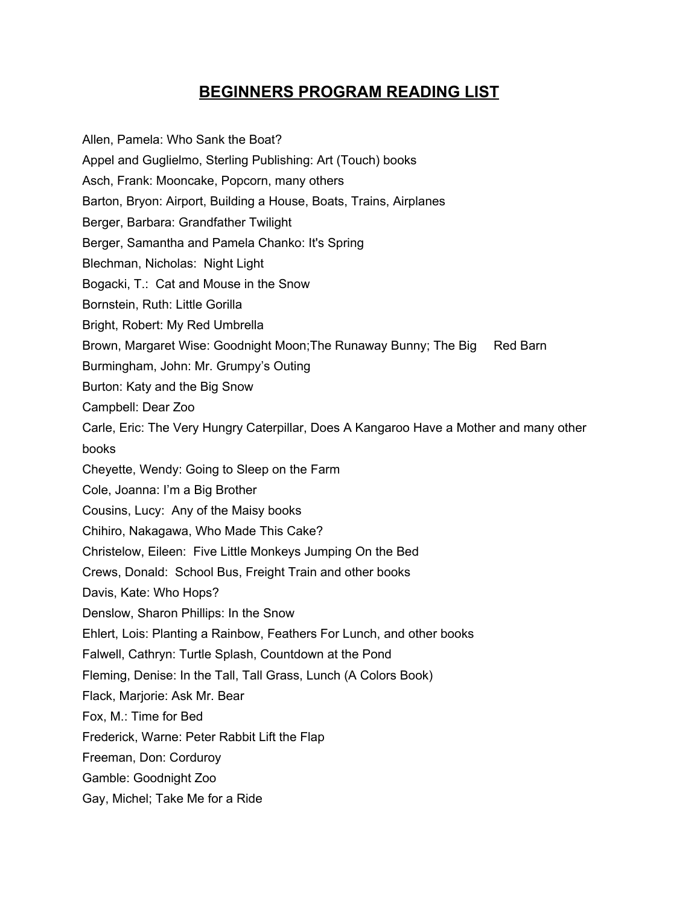# BEGINNERS PROGRAM READING LIST

Allen, Pamela: Who Sank the Boat?

Appel and Guglielmo, Sterling Publishing: Art (Touch) books

Asch, Frank: Mooncake, Popcorn, many others

Barton, Bryon: Airport, Building a House, Boats, Trains, Airplanes

Berger, Barbara: Grandfather Twilight

Berger, Samantha and Pamela Chanko: It's Spring

Blechman, Nicholas: Night Light

Bogacki, T.: Cat and Mouse in the Snow

Bornstein, Ruth: Little Gorilla

Bright, Robert: My Red Umbrella

Brown, Margaret Wise: Goodnight Moon;The Runaway Bunny; The Big Red Barn

Burmingham, John: Mr. Grumpy's Outing

Burton: Katy and the Big Snow

Campbell: Dear Zoo

Carle, Eric: The Very Hungry Caterpillar, Does A Kangaroo Have a Mother and many other books

Cheyette, Wendy: Going to Sleep on the Farm

Cole, Joanna: I'm a Big Brother

Cousins, Lucy: Any of the Maisy books

Chihiro, Nakagawa, Who Made This Cake?

Christelow, Eileen: Five Little Monkeys Jumping On the Bed

Crews, Donald: School Bus, Freight Train and other books

Davis, Kate: Who Hops?

Denslow, Sharon Phillips: In the Snow

Ehlert, Lois: Planting a Rainbow, Feathers For Lunch, and other books

Falwell, Cathryn: Turtle Splash, Countdown at the Pond

Fleming, Denise: In the Tall, Tall Grass, Lunch (A Colors Book)

Flack, Marjorie: Ask Mr. Bear

Fox, M.: Time for Bed

Frederick, Warne: Peter Rabbit Lift the Flap

Freeman, Don: Corduroy

Gamble: Goodnight Zoo

Gay, Michel; Take Me for a Ride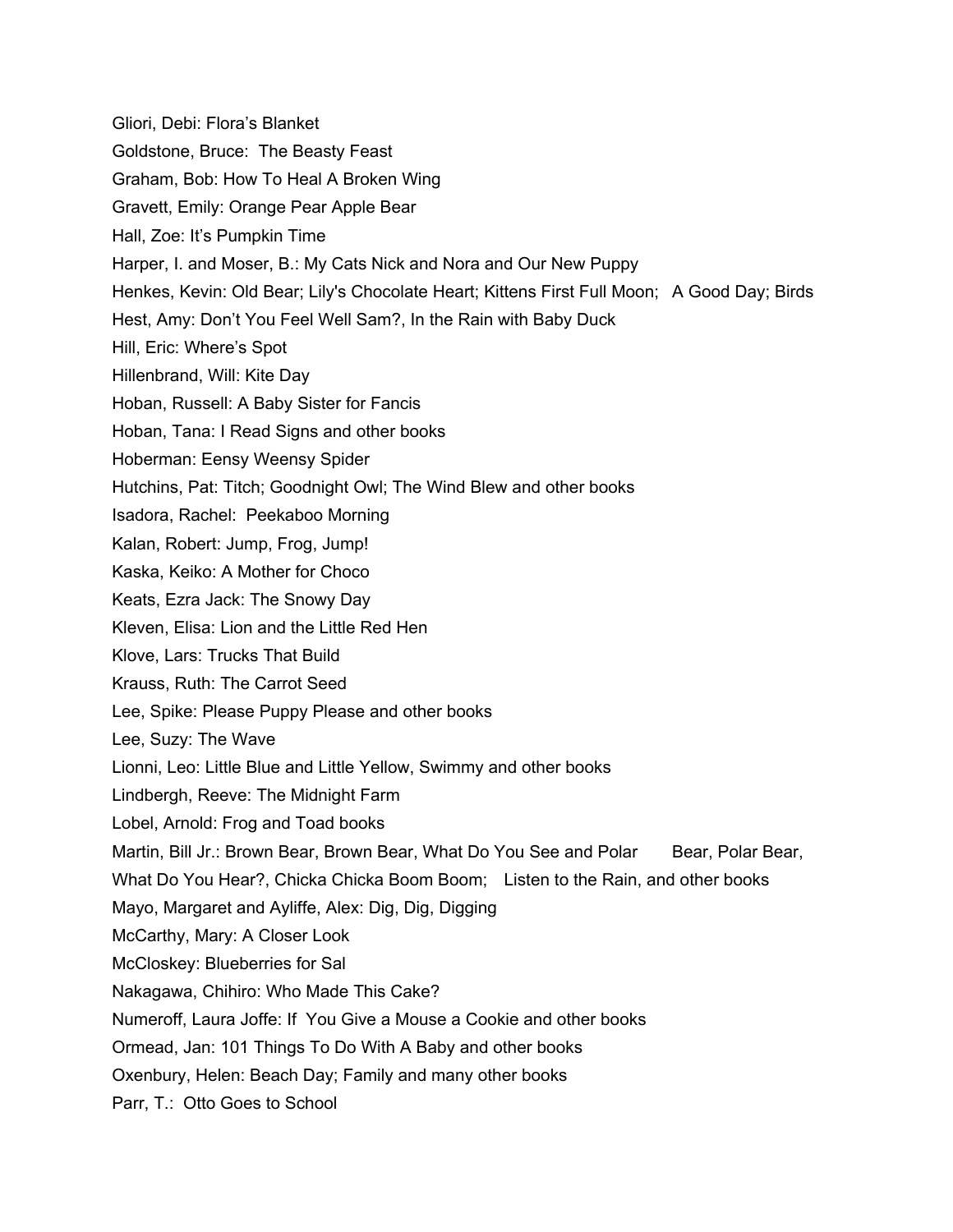Gliori, Debi: Flora's Blanket

Goldstone, Bruce: The Beasty Feast

Graham, Bob: How To Heal A Broken Wing

Gravett, Emily: Orange Pear Apple Bear

Hall, Zoe: It's Pumpkin Time

Harper, I. and Moser, B.: My Cats Nick and Nora and Our New Puppy

Henkes, Kevin: Old Bear; Lily's Chocolate Heart; Kittens First Full Moon; A Good Day; Birds

Hest, Amy: Don't You Feel Well Sam?, In the Rain with Baby Duck

Hill, Eric: Where's Spot

Hillenbrand, Will: Kite Day

Hoban, Russell: A Baby Sister for Fancis

Hoban, Tana: I Read Signs and other books

Hoberman: Eensy Weensy Spider

Hutchins, Pat: Titch; Goodnight Owl; The Wind Blew and other books

Isadora, Rachel: Peekaboo Morning

Kalan, Robert: Jump, Frog, Jump!

Kaska, Keiko: A Mother for Choco

Keats, Ezra Jack: The Snowy Day

Kleven, Elisa: Lion and the Little Red Hen

Klove, Lars: Trucks That Build

Krauss, Ruth: The Carrot Seed

Lee, Spike: Please Puppy Please and other books

Lee, Suzy: The Wave

Lionni, Leo: Little Blue and Little Yellow, Swimmy and other books

Lindbergh, Reeve: The Midnight Farm

Lobel, Arnold: Frog and Toad books

Martin, Bill Jr.: Brown Bear, Brown Bear, What Do You See and Polar Bear, Polar Bear, What Do You Hear?, Chicka Chicka Boom Boom; Listen to the Rain, and other books

Mayo, Margaret and Ayliffe, Alex: Dig, Dig, Digging

McCarthy, Mary: A Closer Look

McCloskey: Blueberries for Sal

Nakagawa, Chihiro: Who Made This Cake?

Numeroff, Laura Joffe: If You Give a Mouse a Cookie and other books

Ormead, Jan: 101 Things To Do With A Baby and other books

Oxenbury, Helen: Beach Day; Family and many other books

Parr, T.: Otto Goes to School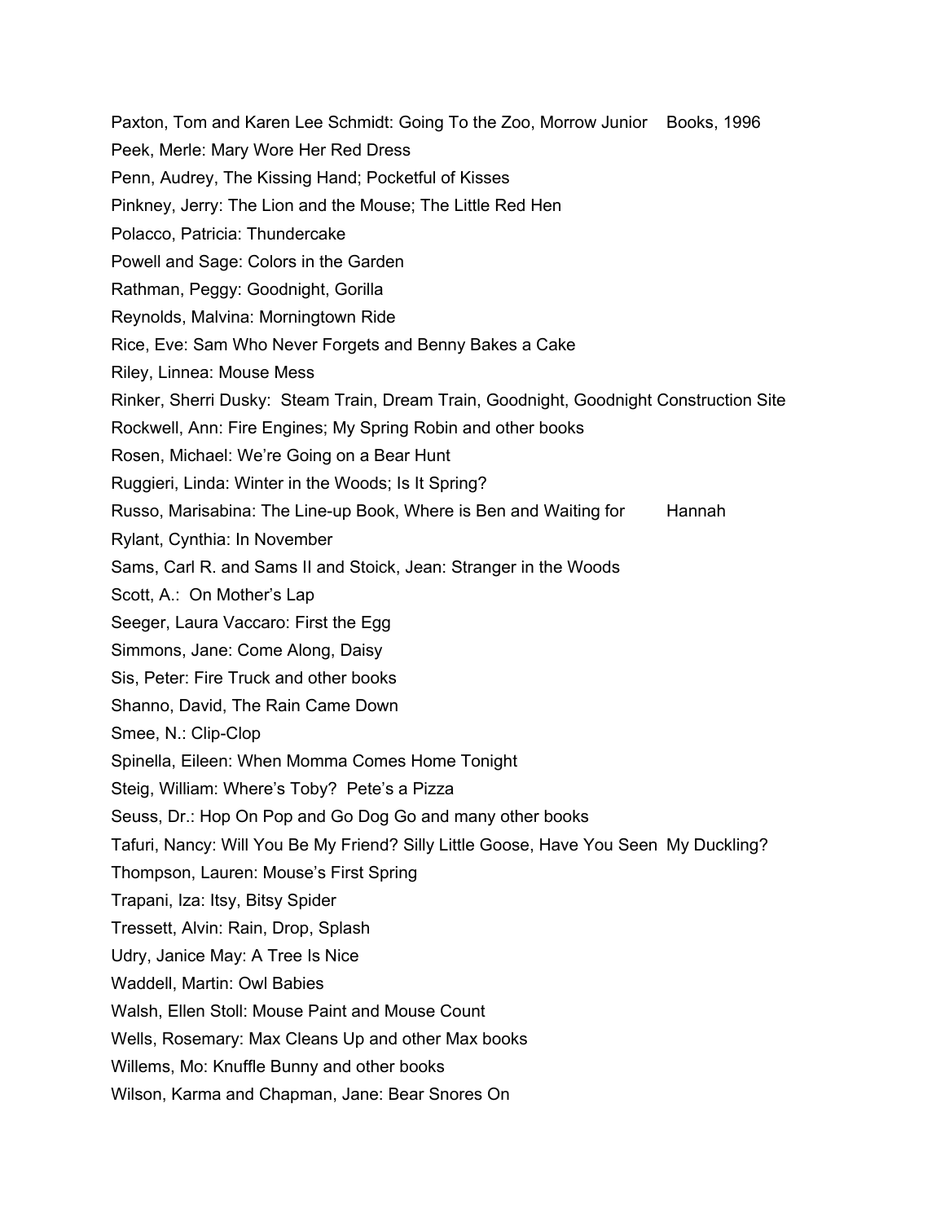Paxton, Tom and Karen Lee Schmidt: Going To the Zoo, Morrow Junior Books, 1996

Peek, Merle: Mary Wore Her Red Dress

Penn, Audrey, The Kissing Hand; Pocketful of Kisses

Pinkney, Jerry: The Lion and the Mouse; The Little Red Hen

Polacco, Patricia: Thundercake

Powell and Sage: Colors in the Garden

Rathman, Peggy: Goodnight, Gorilla

Reynolds, Malvina: Morningtown Ride

Rice, Eve: Sam Who Never Forgets and Benny Bakes a Cake

Riley, Linnea: Mouse Mess

Rinker, Sherri Dusky: Steam Train, Dream Train, Goodnight, Goodnight Construction Site

Rockwell, Ann: Fire Engines; My Spring Robin and other books

Rosen, Michael: We're Going on a Bear Hunt

Ruggieri, Linda: Winter in the Woods; Is It Spring?

Russo, Marisabina: The Line-up Book, Where is Ben and Waiting for Hannah

Rylant, Cynthia: In November

Sams, Carl R. and Sams II and Stoick, Jean: Stranger in the Woods

Scott, A.: On Mother's Lap

Seeger, Laura Vaccaro: First the Egg

Simmons, Jane: Come Along, Daisy

Sis, Peter: Fire Truck and other books

Shanno, David, The Rain Came Down

Smee, N.: Clip-Clop

Spinella, Eileen: When Momma Comes Home Tonight

Steig, William: Where's Toby? Pete's a Pizza

Seuss, Dr.: Hop On Pop and Go Dog Go and many other books

Tafuri, Nancy: Will You Be My Friend? Silly Little Goose, Have You Seen My Duckling?

Thompson, Lauren: Mouse's First Spring

Trapani, Iza: Itsy, Bitsy Spider

Tressett, Alvin: Rain, Drop, Splash

Udry, Janice May: A Tree Is Nice

Waddell, Martin: Owl Babies

Walsh, Ellen Stoll: Mouse Paint and Mouse Count

Wells, Rosemary: Max Cleans Up and other Max books

Willems, Mo: Knuffle Bunny and other books

Wilson, Karma and Chapman, Jane: Bear Snores On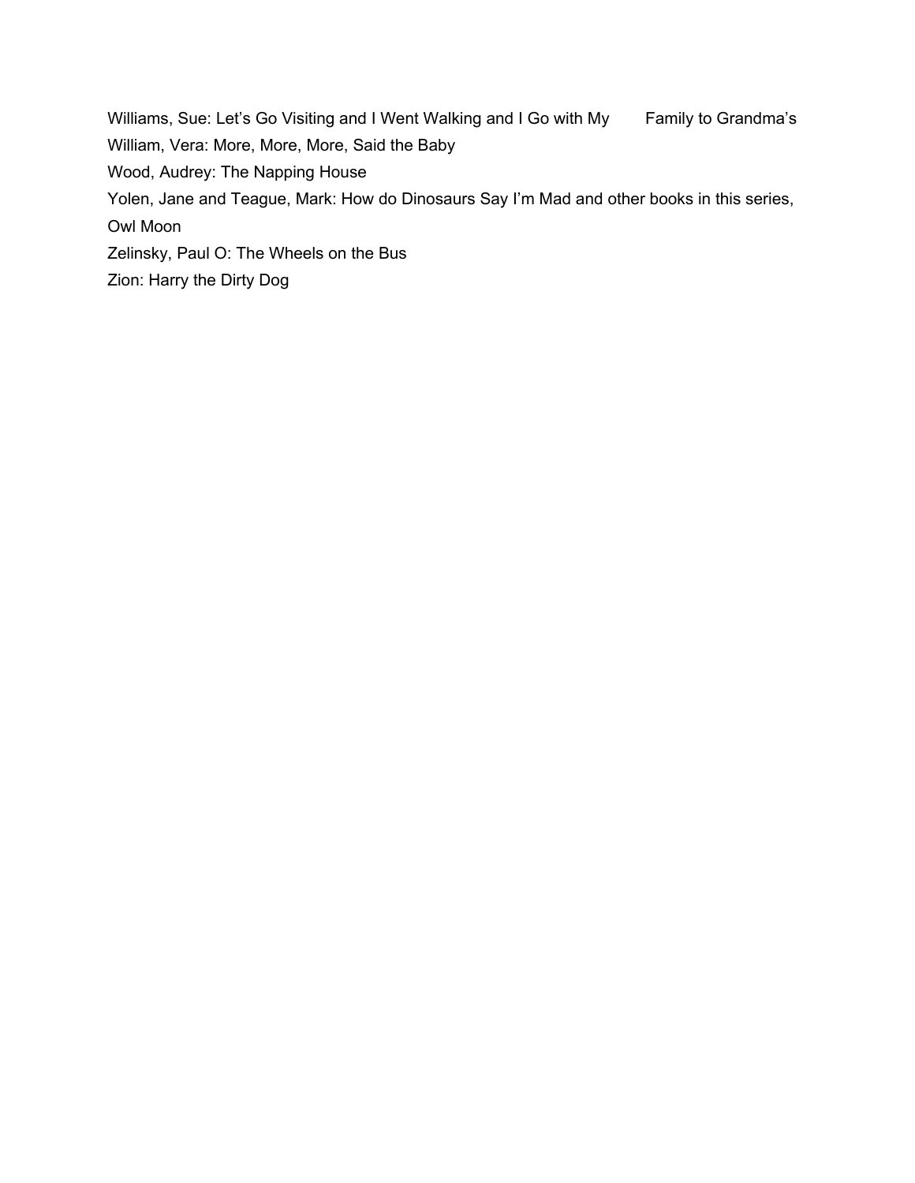Williams, Sue: Let's Go Visiting and I Went Walking and I Go with My Family to Grandma's

William, Vera: More, More, More, Said the Baby

Wood, Audrey: The Napping House

Yolen, Jane and Teague, Mark: How do Dinosaurs Say I'm Mad and other books in this series, Owl Moon

Zelinsky, Paul O: The Wheels on the Bus

Zion: Harry the Dirty Dog